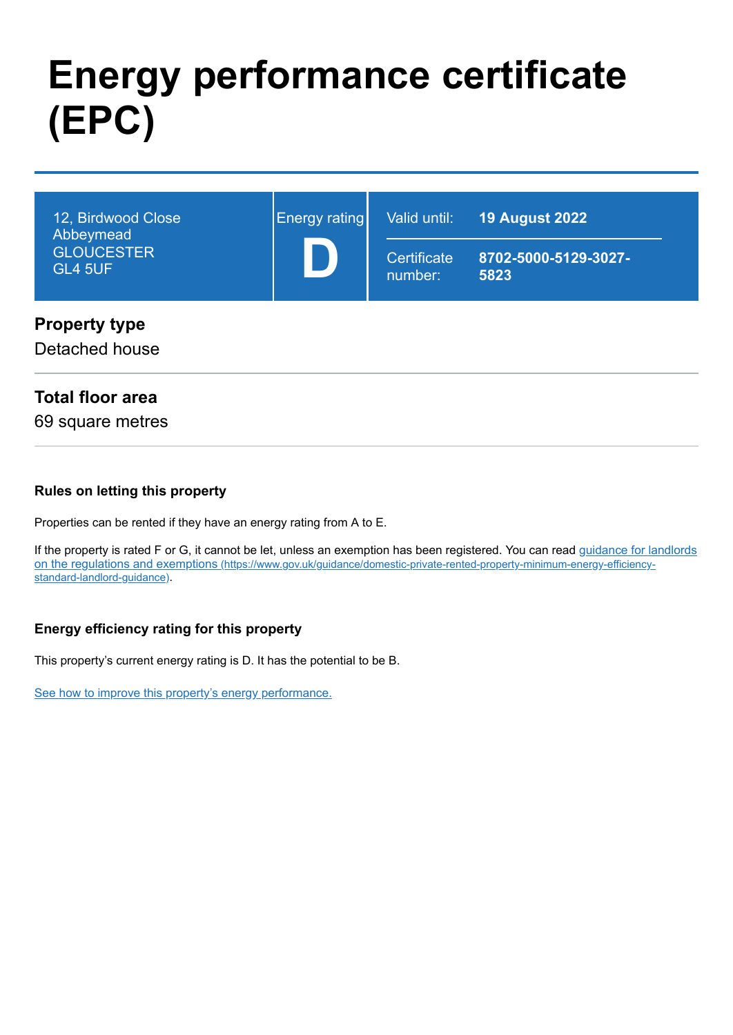# Energy performance certificate (EPC)

| 12, Birdwood Close Abbeymead GLOUCESTER GL4 5UF | Energy rating | Valid until: | **19 August 2022** |
|---|---|---|---|
| | **D** | Certificate number: | **8702-5000-5129-3027-5823** |

## Property type

Detached house

## Total floor area

69 square metres

### Rules on letting this property

Properties can be rented if they have an energy rating from A to E.

If the property is rated F or G, it cannot be let, unless an exemption has been registered. You can read [guidance for landlords on the regulations and exemptions (https://www.gov.uk/guidance/domestic-private-rented-property-minimum-energy-efficiency-standard-landlord-guidance)](https://www.gov.uk/guidance/domestic-private-rented-property-minimum-energy-efficiency-standard-landlord-guidance).

### Energy efficiency rating for this property

This property's current energy rating is D. It has the potential to be B.

See how to improve this property's energy performance.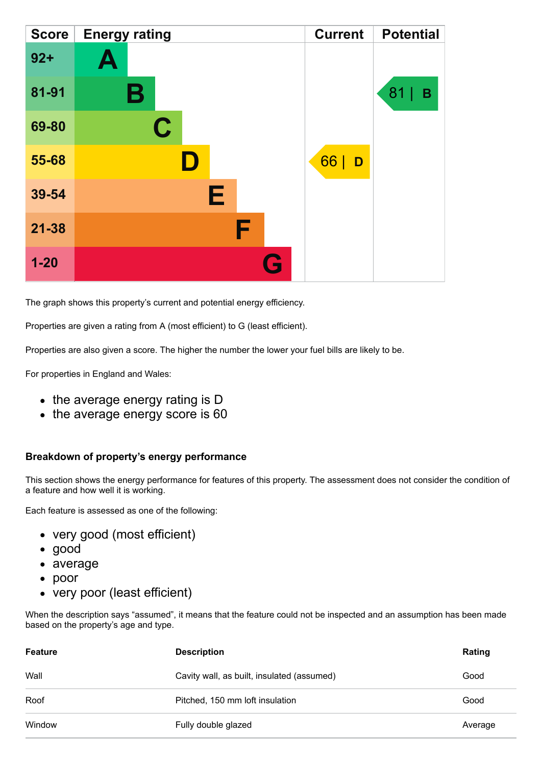| Score | Energy rating | Current | Potential |
|---|---|---|---|
| 92+ | A | | |
| 81-91 | B | | 81 \| B |
| 69-80 | C | | |
| 55-68 | D | 66 \| D | |
| 39-54 | E | | |
| 21-38 | F | | |
| 1-20 | G | | |

The graph shows this property's current and potential energy efficiency.

Properties are given a rating from A (most efficient) to G (least efficient).

Properties are also given a score. The higher the number the lower your fuel bills are likely to be.

For properties in England and Wales:

- the average energy rating is D
- the average energy score is 60

### Breakdown of property's energy performance

This section shows the energy performance for features of this property. The assessment does not consider the condition of a feature and how well it is working.

Each feature is assessed as one of the following:

- very good (most efficient)
- good
- average
- poor
- very poor (least efficient)

When the description says "assumed", it means that the feature could not be inspected and an assumption has been made based on the property's age and type.

| Feature | Description | Rating |
|---|---|---|
| Wall | Cavity wall, as built, insulated (assumed) | Good |
| Roof | Pitched, 150 mm loft insulation | Good |
| Window | Fully double glazed | Average |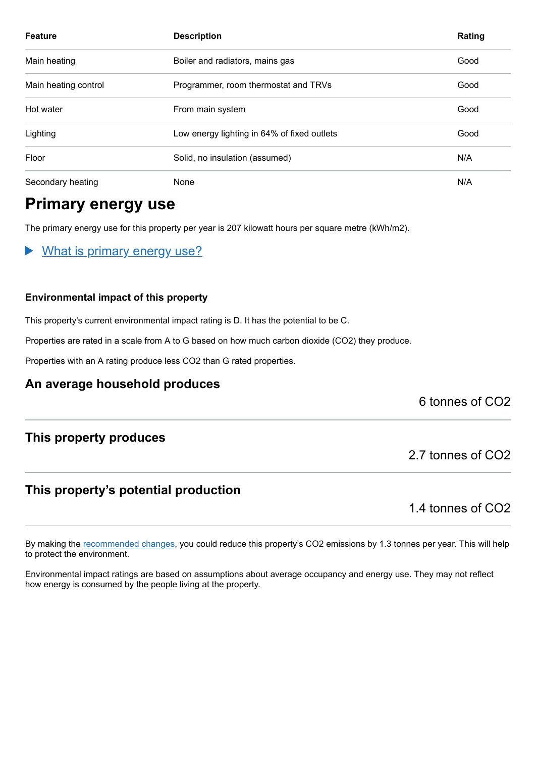| Feature | Description | Rating |
|---|---|---|
| Main heating | Boiler and radiators, mains gas | Good |
| Main heating control | Programmer, room thermostat and TRVs | Good |
| Hot water | From main system | Good |
| Lighting | Low energy lighting in 64% of fixed outlets | Good |
| Floor | Solid, no insulation (assumed) | N/A |
| Secondary heating | None | N/A |

## Primary energy use

The primary energy use for this property per year is 207 kilowatt hours per square metre (kWh/m2).

▶ What is primary energy use?

### Environmental impact of this property

This property's current environmental impact rating is D. It has the potential to be C.

Properties are rated in a scale from A to G based on how much carbon dioxide ($CO_2$) they produce.

Properties with an A rating produce less $CO_2$ than G rated properties.

### An average household produces

6 tonnes of $CO_2$

### This property produces

2.7 tonnes of $CO_2$

### This property’s potential production

1.4 tonnes of $CO_2$

By making the recommended changes, you could reduce this property’s $CO_2$ emissions by 1.3 tonnes per year. This will help to protect the environment.

Environmental impact ratings are based on assumptions about average occupancy and energy use. They may not reflect how energy is consumed by the people living at the property.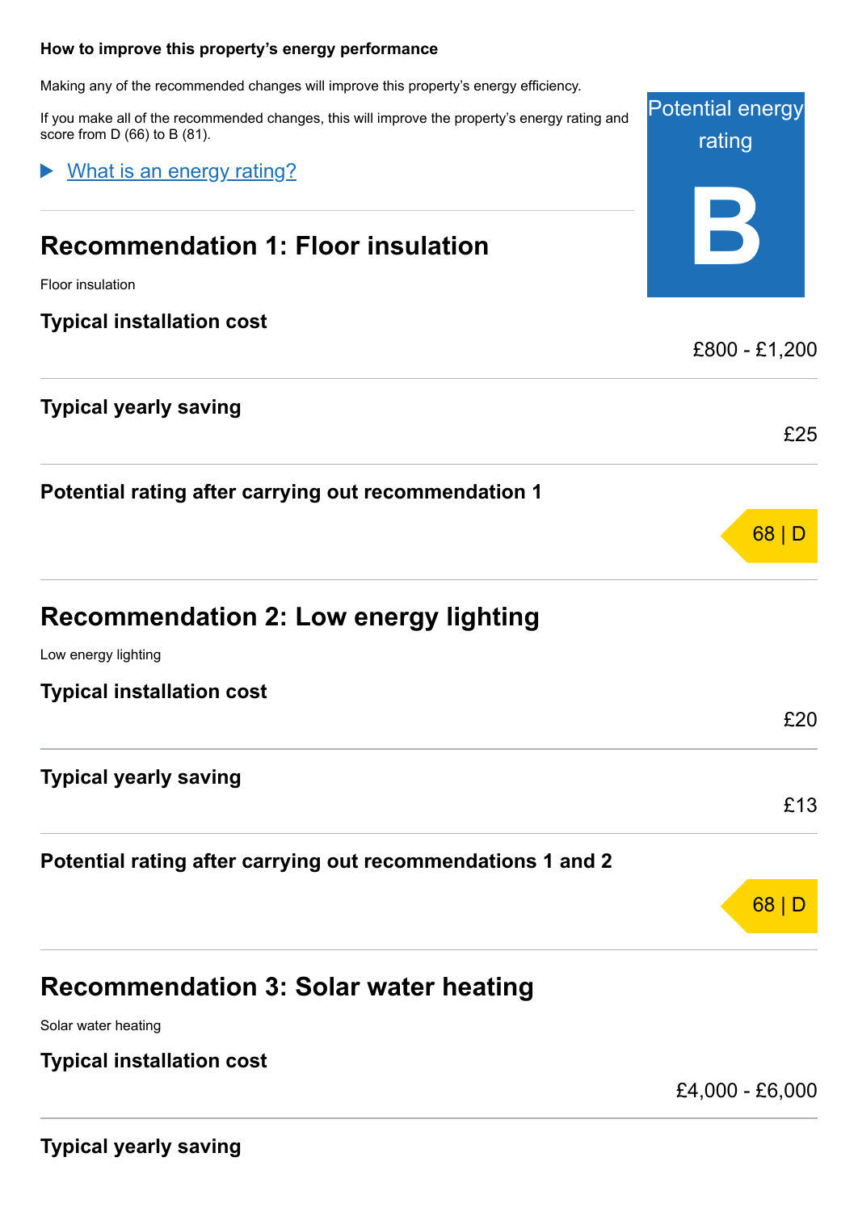### How to improve this property's energy performance

Making any of the recommended changes will improve this property's energy efficiency.

If you make all of the recommended changes, this will improve the property's energy rating and score from D (66) to B (81).

Potential energy rating

**B**

What is an energy rating?

## Recommendation 1: Floor insulation

Floor insulation

**Typical installation cost**

£800 - £1,200

**Typical yearly saving**

£25

**Potential rating after carrying out recommendation 1**

68 | D

## Recommendation 2: Low energy lighting

Low energy lighting

**Typical installation cost**

£20

**Typical yearly saving**

£13

**Potential rating after carrying out recommendations 1 and 2**

68 | D

## Recommendation 3: Solar water heating

Solar water heating

**Typical installation cost**

£4,000 - £6,000

**Typical yearly saving**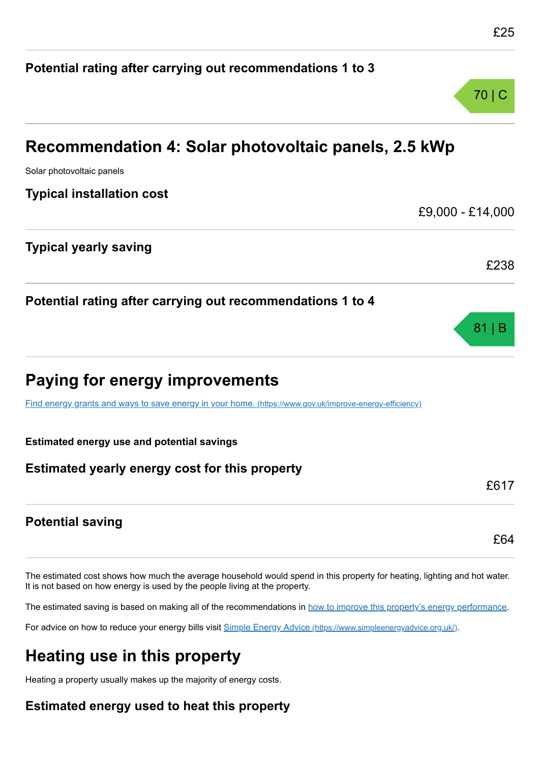£25

### Potential rating after carrying out recommendations 1 to 3

70 | C

## Recommendation 4: Solar photovoltaic panels, 2.5 kWp

Solar photovoltaic panels

### Typical installation cost

£9,000 - £14,000

### Typical yearly saving

£238

### Potential rating after carrying out recommendations 1 to 4

81 | B

## Paying for energy improvements

[Find energy grants and ways to save energy in your home. (https://www.gov.uk/improve-energy-efficiency)](https://www.gov.uk/improve-energy-efficiency)

**Estimated energy use and potential savings**

### Estimated yearly energy cost for this property

£617

### Potential saving

£64

The estimated cost shows how much the average household would spend in this property for heating, lighting and hot water. It is not based on how energy is used by the people living at the property.

The estimated saving is based on making all of the recommendations in how to improve this property's energy performance.

For advice on how to reduce your energy bills visit [Simple Energy Advice (https://www.simpleenergyadvice.org.uk/)](https://www.simpleenergyadvice.org.uk/).

## Heating use in this property

Heating a property usually makes up the majority of energy costs.

### Estimated energy used to heat this property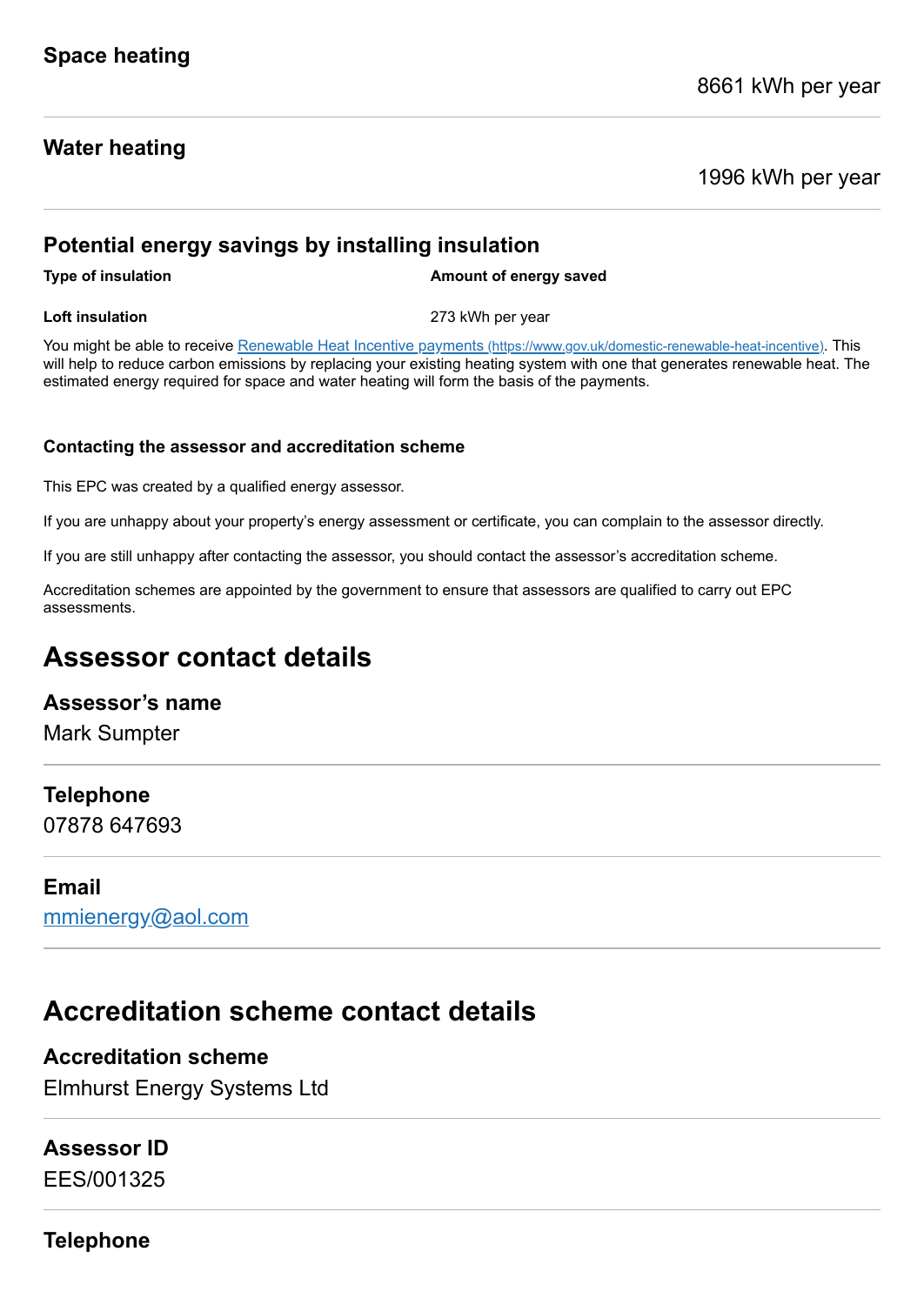### Space heating

8661 kWh per year

### Water heating

1996 kWh per year

### Potential energy savings by installing insulation

| Type of insulation | Amount of energy saved |
| --- | --- |
| Loft insulation | 273 kWh per year |

You might be able to receive [Renewable Heat Incentive payments (https://www.gov.uk/domestic-renewable-heat-incentive)](https://www.gov.uk/domestic-renewable-heat-incentive). This will help to reduce carbon emissions by replacing your existing heating system with one that generates renewable heat. The estimated energy required for space and water heating will form the basis of the payments.

#### Contacting the assessor and accreditation scheme

This EPC was created by a qualified energy assessor.

If you are unhappy about your property's energy assessment or certificate, you can complain to the assessor directly.

If you are still unhappy after contacting the assessor, you should contact the assessor's accreditation scheme.

Accreditation schemes are appointed by the government to ensure that assessors are qualified to carry out EPC assessments.

## Assessor contact details

### Assessor's name

Mark Sumpter

### Telephone

07878 647693

### Email

[mmienergy@aol.com](mailto:mmienergy@aol.com)

## Accreditation scheme contact details

### Accreditation scheme

Elmhurst Energy Systems Ltd

### Assessor ID

EES/001325

### Telephone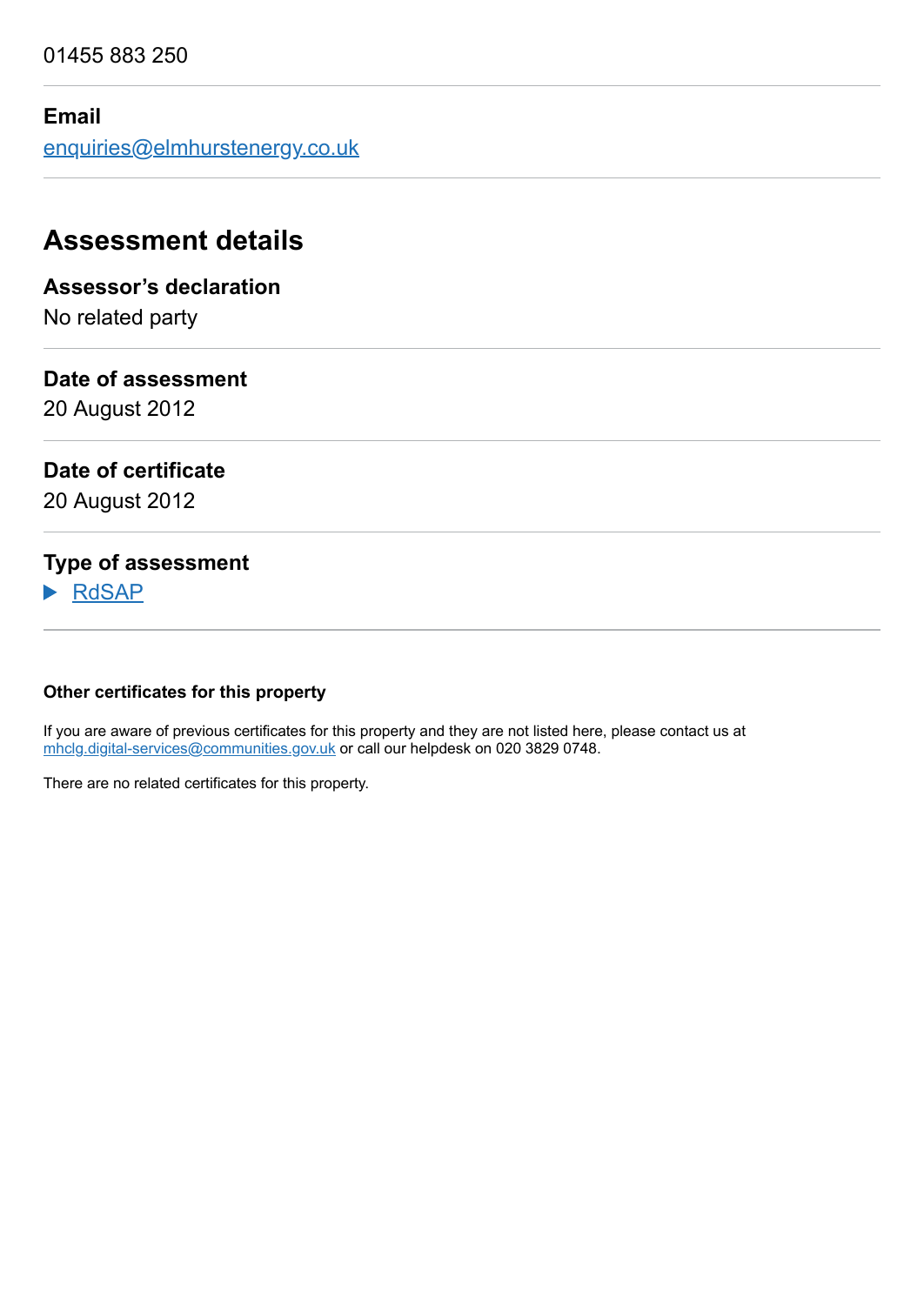01455 883 250

**Email**

enquiries@elmhurstenergy.co.uk

## Assessment details

**Assessor's declaration**

No related party

**Date of assessment**

20 August 2012

**Date of certificate**

20 August 2012

**Type of assessment**

▶ RdSAP

**Other certificates for this property**

If you are aware of previous certificates for this property and they are not listed here, please contact us at mhclg.digital-services@communities.gov.uk or call our helpdesk on 020 3829 0748.

There are no related certificates for this property.